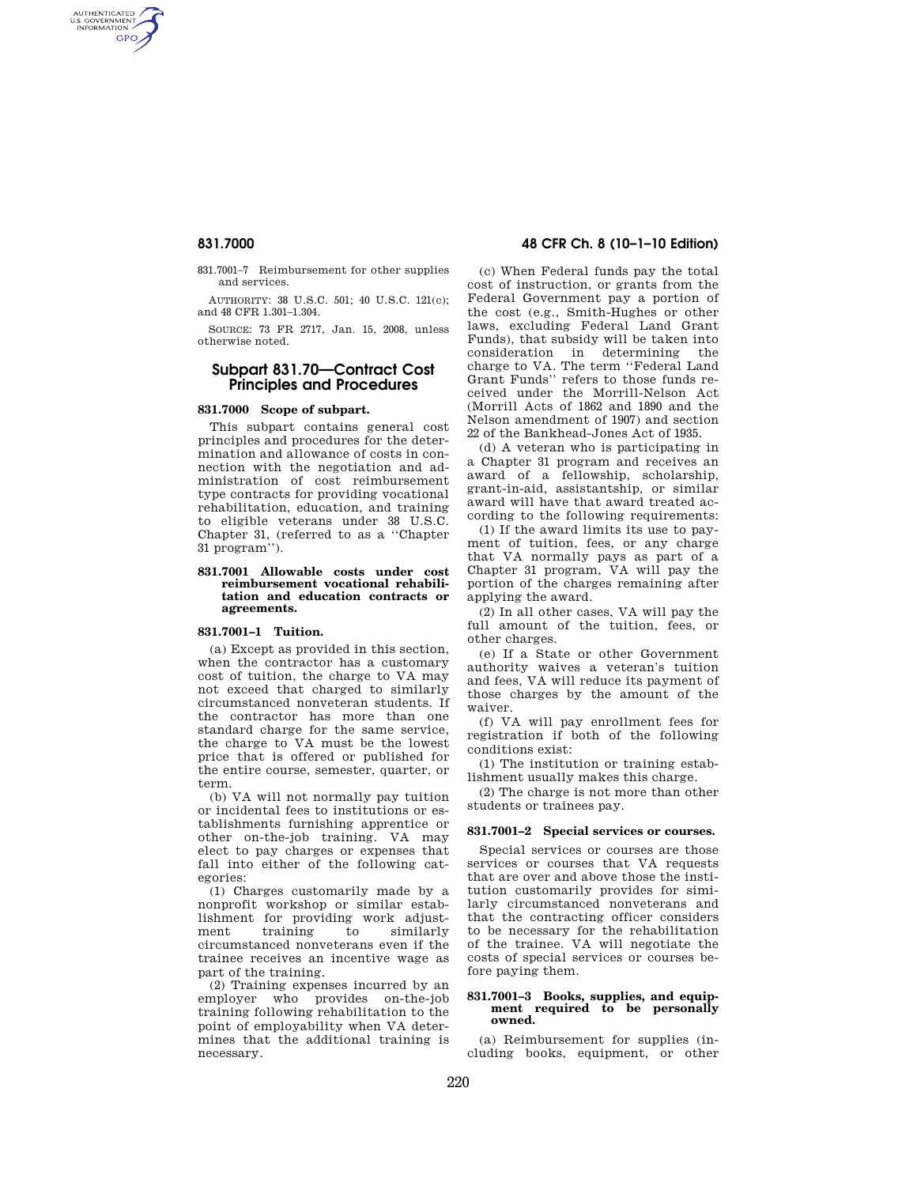831.7001–7 Reimbursement for other supplies and services.

AUTHORITY: 38 U.S.C. 501; 40 U.S.C. 121(c); and 48 CFR 1.301–1.304.

SOURCE: 73 FR 2717, Jan. 15, 2008, unless otherwise noted.

## Subpart 831.70—Contract Cost Principles and Procedures

### 831.7000 Scope of subpart.

This subpart contains general cost principles and procedures for the determination and allowance of costs in connection with the negotiation and administration of cost reimbursement type contracts for providing vocational rehabilitation, education, and training to eligible veterans under 38 U.S.C. Chapter 31, (referred to as a ''Chapter 31 program'').

### 831.7001 Allowable costs under cost reimbursement vocational rehabilitation and education contracts or agreements.

### 831.7001–1 Tuition.

(a) Except as provided in this section, when the contractor has a customary cost of tuition, the charge to VA may not exceed that charged to similarly circumstanced nonveteran students. If the contractor has more than one standard charge for the same service, the charge to VA must be the lowest price that is offered or published for the entire course, semester, quarter, or term.

(b) VA will not normally pay tuition or incidental fees to institutions or establishments furnishing apprentice or other on-the-job training. VA may elect to pay charges or expenses that fall into either of the following categories:

(1) Charges customarily made by a nonprofit workshop or similar establishment for providing work adjustment training to similarly circumstanced nonveterans even if the trainee receives an incentive wage as part of the training.

(2) Training expenses incurred by an employer who provides on-the-job training following rehabilitation to the point of employability when VA determines that the additional training is necessary.

(c) When Federal funds pay the total cost of instruction, or grants from the Federal Government pay a portion of the cost (e.g., Smith-Hughes or other laws, excluding Federal Land Grant Funds), that subsidy will be taken into consideration in determining the charge to VA. The term ''Federal Land Grant Funds'' refers to those funds received under the Morrill-Nelson Act (Morrill Acts of 1862 and 1890 and the Nelson amendment of 1907) and section 22 of the Bankhead-Jones Act of 1935.

(d) A veteran who is participating in a Chapter 31 program and receives an award of a fellowship, scholarship, grant-in-aid, assistantship, or similar award will have that award treated according to the following requirements:

(1) If the award limits its use to payment of tuition, fees, or any charge that VA normally pays as part of a Chapter 31 program, VA will pay the portion of the charges remaining after applying the award.

(2) In all other cases, VA will pay the full amount of the tuition, fees, or other charges.

(e) If a State or other Government authority waives a veteran's tuition and fees, VA will reduce its payment of those charges by the amount of the waiver.

(f) VA will pay enrollment fees for registration if both of the following conditions exist:

(1) The institution or training establishment usually makes this charge.

(2) The charge is not more than other students or trainees pay.

### 831.7001–2 Special services or courses.

Special services or courses are those services or courses that VA requests that are over and above those the institution customarily provides for similarly circumstanced nonveterans and that the contracting officer considers to be necessary for the rehabilitation of the trainee. VA will negotiate the costs of special services or courses before paying them.

### 831.7001–3 Books, supplies, and equipment required to be personally owned.

(a) Reimbursement for supplies (including books, equipment, or other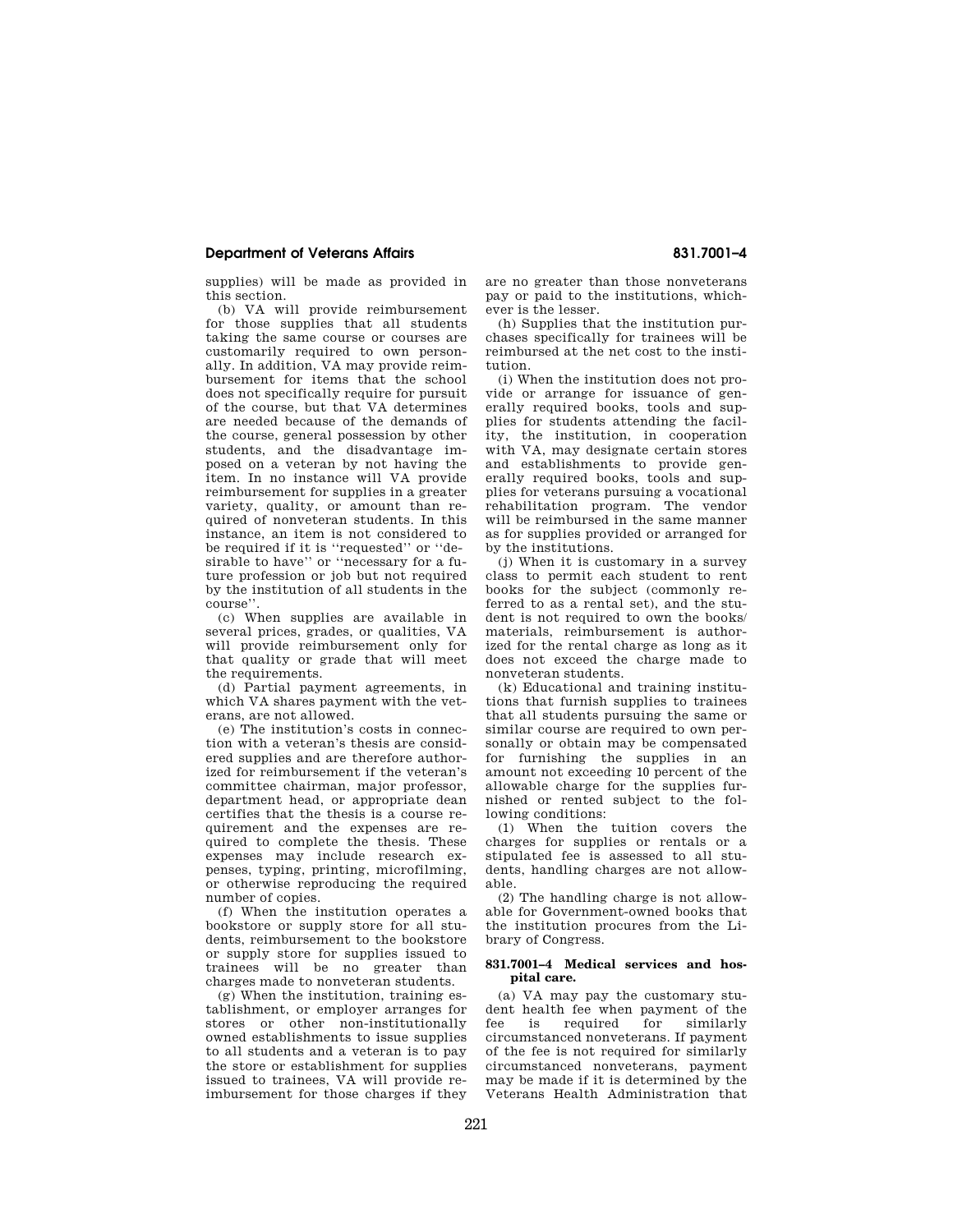supplies) will be made as provided in this section.

(b) VA will provide reimbursement for those supplies that all students taking the same course or courses are customarily required to own personally. In addition, VA may provide reimbursement for items that the school does not specifically require for pursuit of the course, but that VA determines are needed because of the demands of the course, general possession by other students, and the disadvantage imposed on a veteran by not having the item. In no instance will VA provide reimbursement for supplies in a greater variety, quality, or amount than required of nonveteran students. In this instance, an item is not considered to be required if it is ''requested'' or ''desirable to have'' or ''necessary for a future profession or job but not required by the institution of all students in the course''.

(c) When supplies are available in several prices, grades, or qualities, VA will provide reimbursement only for that quality or grade that will meet the requirements.

(d) Partial payment agreements, in which VA shares payment with the veterans, are not allowed.

(e) The institution's costs in connection with a veteran's thesis are considered supplies and are therefore authorized for reimbursement if the veteran's committee chairman, major professor, department head, or appropriate dean certifies that the thesis is a course requirement and the expenses are required to complete the thesis. These expenses may include research expenses, typing, printing, microfilming, or otherwise reproducing the required number of copies.

(f) When the institution operates a bookstore or supply store for all students, reimbursement to the bookstore or supply store for supplies issued to trainees will be no greater than charges made to nonveteran students.

(g) When the institution, training establishment, or employer arranges for stores or other non-institutionally owned establishments to issue supplies to all students and a veteran is to pay the store or establishment for supplies issued to trainees, VA will provide reimbursement for those charges if they are no greater than those nonveterans pay or paid to the institutions, whichever is the lesser.

(h) Supplies that the institution purchases specifically for trainees will be reimbursed at the net cost to the institution.

(i) When the institution does not provide or arrange for issuance of generally required books, tools and supplies for students attending the facility, the institution, in cooperation with VA, may designate certain stores and establishments to provide generally required books, tools and supplies for veterans pursuing a vocational rehabilitation program. The vendor will be reimbursed in the same manner as for supplies provided or arranged for by the institutions.

(j) When it is customary in a survey class to permit each student to rent books for the subject (commonly referred to as a rental set), and the student is not required to own the books/materials, reimbursement is authorized for the rental charge as long as it does not exceed the charge made to nonveteran students.

(k) Educational and training institutions that furnish supplies to trainees that all students pursuing the same or similar course are required to own personally or obtain may be compensated for furnishing the supplies in an amount not exceeding 10 percent of the allowable charge for the supplies furnished or rented subject to the following conditions:

(1) When the tuition covers the charges for supplies or rentals or a stipulated fee is assessed to all students, handling charges are not allowable.

(2) The handling charge is not allowable for Government-owned books that the institution procures from the Library of Congress.

**831.7001–4 Medical services and hospital care.**

(a) VA may pay the customary student health fee when payment of the fee is required for similarly circumstanced nonveterans. If payment of the fee is not required for similarly circumstanced nonveterans, payment may be made if it is determined by the Veterans Health Administration that